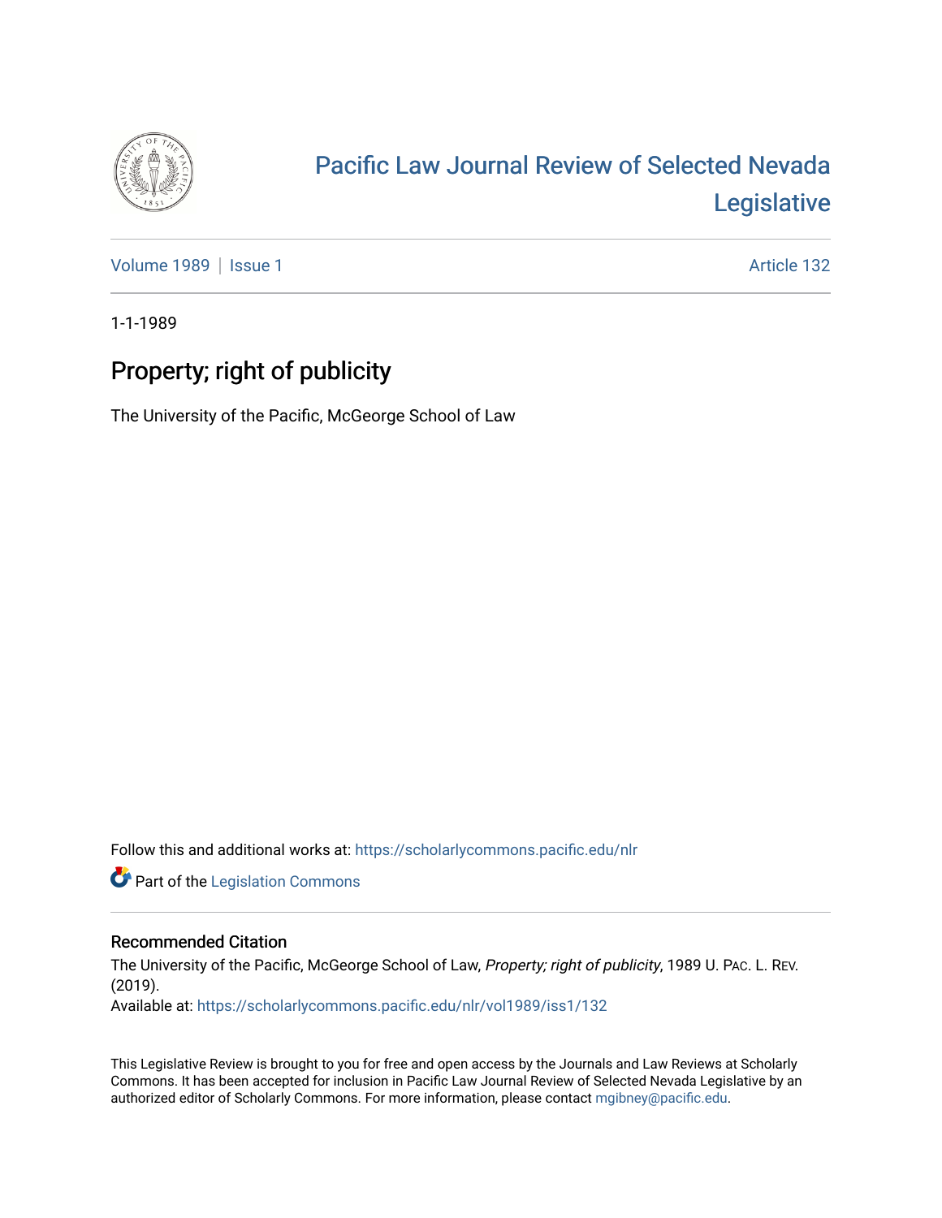# Pacific Law Journal Review of Selected Nevada Legislative

Volume 1989 | Issue 1 Article 132

1-1-1989

## Property; right of publicity

The University of the Pacific, McGeorge School of Law

Follow this and additional works at: https://scholarlycommons.pacific.edu/nlr

Part of the Legislation Commons

### Recommended Citation

The University of the Pacific, McGeorge School of Law, *Property; right of publicity*, 1989 U. PAC. L. REV. (2019).

Available at: https://scholarlycommons.pacific.edu/nlr/vol1989/iss1/132

This Legislative Review is brought to you for free and open access by the Journals and Law Reviews at Scholarly Commons. It has been accepted for inclusion in Pacific Law Journal Review of Selected Nevada Legislative by an authorized editor of Scholarly Commons. For more information, please contact mgibney@pacific.edu.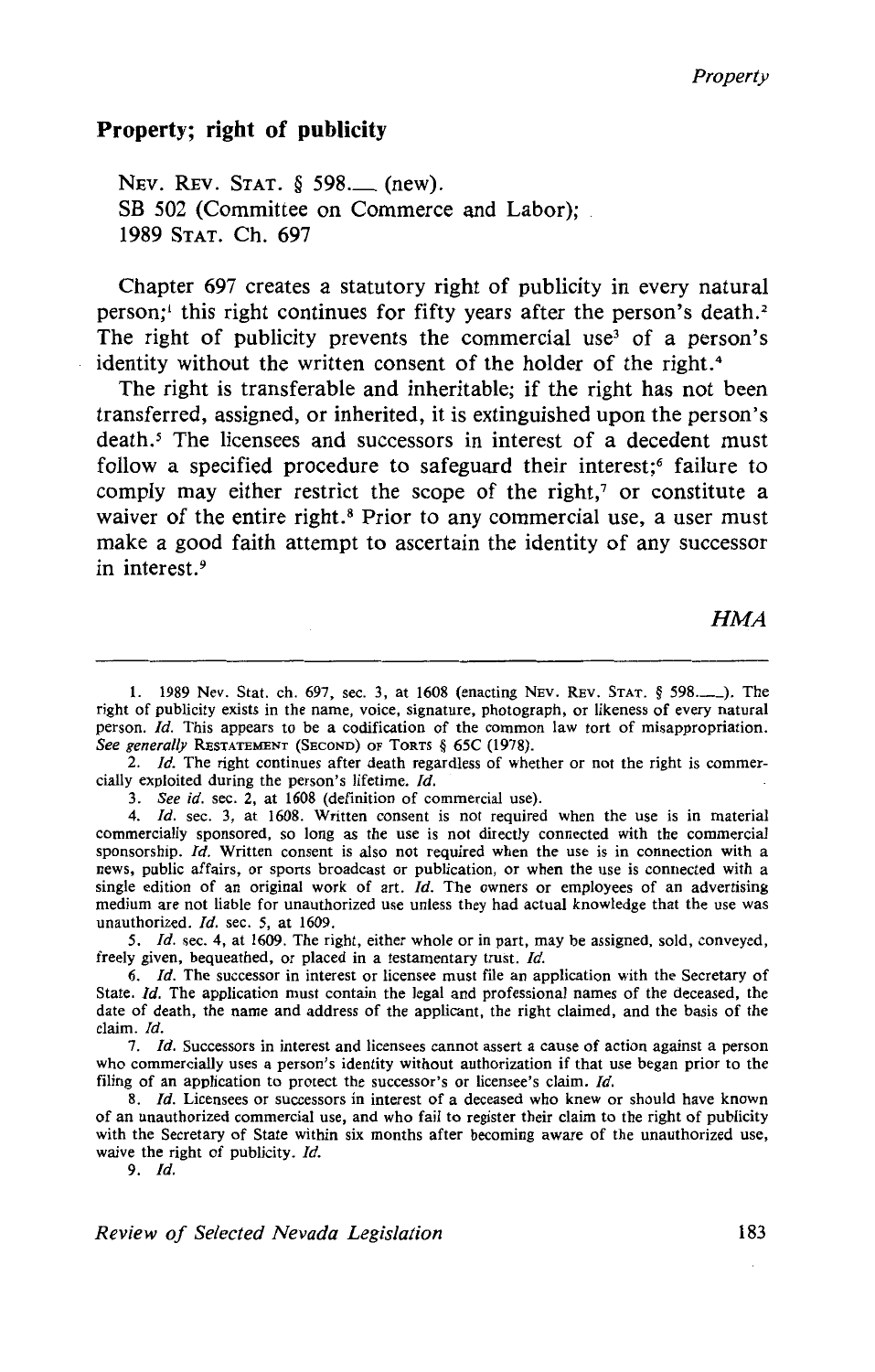## Property; right of publicity

NEV. REV. STAT. § 598.__ (new).
SB 502 (Committee on Commerce and Labor);
1989 STAT. Ch. 697

Chapter 697 creates a statutory right of publicity in every natural person;[1] this right continues for fifty years after the person's death.[2] The right of publicity prevents the commercial use[3] of a person's identity without the written consent of the holder of the right.[4]

The right is transferable and inheritable; if the right has not been transferred, assigned, or inherited, it is extinguished upon the person's death.[5] The licensees and successors in interest of a decedent must follow a specified procedure to safeguard their interest;[6] failure to comply may either restrict the scope of the right,[7] or constitute a waiver of the entire right.[8] Prior to any commercial use, a user must make a good faith attempt to ascertain the identity of any successor in interest.[9]

*HMA*

---

1. 1989 Nev. Stat. ch. 697, sec. 3, at 1608 (enacting NEV. REV. STAT. § 598.__). The right of publicity exists in the name, voice, signature, photograph, or likeness of every natural person. *Id.* This appears to be a codification of the common law tort of misappropriation. *See generally* RESTATEMENT (SECOND) OF TORTS § 65C (1978).

2. *Id.* The right continues after death regardless of whether or not the right is commercially exploited during the person's lifetime. *Id.*

3. *See id.* sec. 2, at 1608 (definition of commercial use).

4. *Id.* sec. 3, at 1608. Written consent is not required when the use is in material commercially sponsored, so long as the use is not directly connected with the commercial sponsorship. *Id.* Written consent is also not required when the use is in connection with a news, public affairs, or sports broadcast or publication, or when the use is connected with a single edition of an original work of art. *Id.* The owners or employees of an advertising medium are not liable for unauthorized use unless they had actual knowledge that the use was unauthorized. *Id.* sec. 5, at 1609.

5. *Id.* sec. 4, at 1609. The right, either whole or in part, may be assigned, sold, conveyed, freely given, bequeathed, or placed in a testamentary trust. *Id.*

6. *Id.* The successor in interest or licensee must file an application with the Secretary of State. *Id.* The application must contain the legal and professional names of the deceased, the date of death, the name and address of the applicant, the right claimed, and the basis of the claim. *Id.*

7. *Id.* Successors in interest and licensees cannot assert a cause of action against a person who commercially uses a person's identity without authorization if that use began prior to the filing of an application to protect the successor's or licensee's claim. *Id.*

8. *Id.* Licensees or successors in interest of a deceased who knew or should have known of an unauthorized commercial use, and who fail to register their claim to the right of publicity with the Secretary of State within six months after becoming aware of the unauthorized use, waive the right of publicity. *Id.*

9. *Id.*